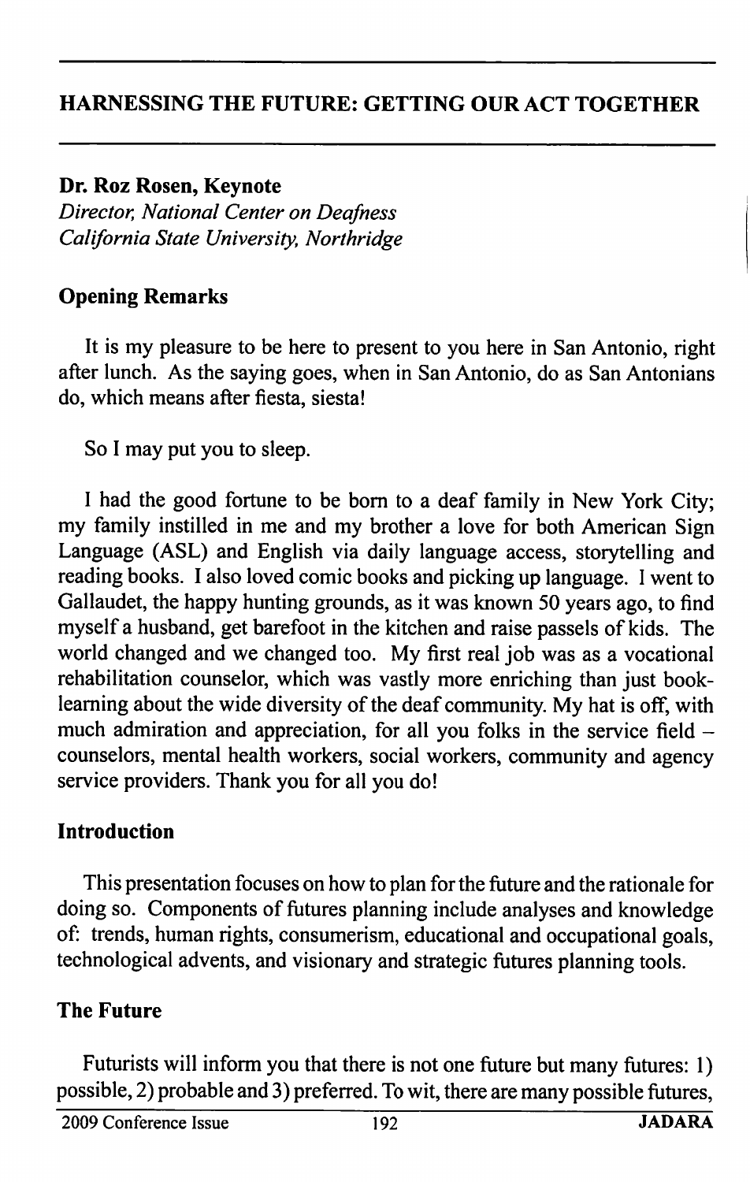# HARNESSING THE FUTURE: GETTING OUR ACT TOGETHER

**Dr. Roz Rosen, Keynote**
*Director, National Center on Deafness*
*California State University, Northridge*

## Opening Remarks

It is my pleasure to be here to present to you here in San Antonio, right after lunch. As the saying goes, when in San Antonio, do as San Antonians do, which means after fiesta, siesta!

So I may put you to sleep.

I had the good fortune to be born to a deaf family in New York City; my family instilled in me and my brother a love for both American Sign Language (ASL) and English via daily language access, storytelling and reading books. I also loved comic books and picking up language. I went to Gallaudet, the happy hunting grounds, as it was known 50 years ago, to find myself a husband, get barefoot in the kitchen and raise passels of kids. The world changed and we changed too. My first real job was as a vocational rehabilitation counselor, which was vastly more enriching than just book-learning about the wide diversity of the deaf community. My hat is off, with much admiration and appreciation, for all you folks in the service field – counselors, mental health workers, social workers, community and agency service providers. Thank you for all you do!

## Introduction

This presentation focuses on how to plan for the future and the rationale for doing so. Components of futures planning include analyses and knowledge of: trends, human rights, consumerism, educational and occupational goals, technological advents, and visionary and strategic futures planning tools.

## The Future

Futurists will inform you that there is not one future but many futures: 1) possible, 2) probable and 3) preferred. To wit, there are many possible futures,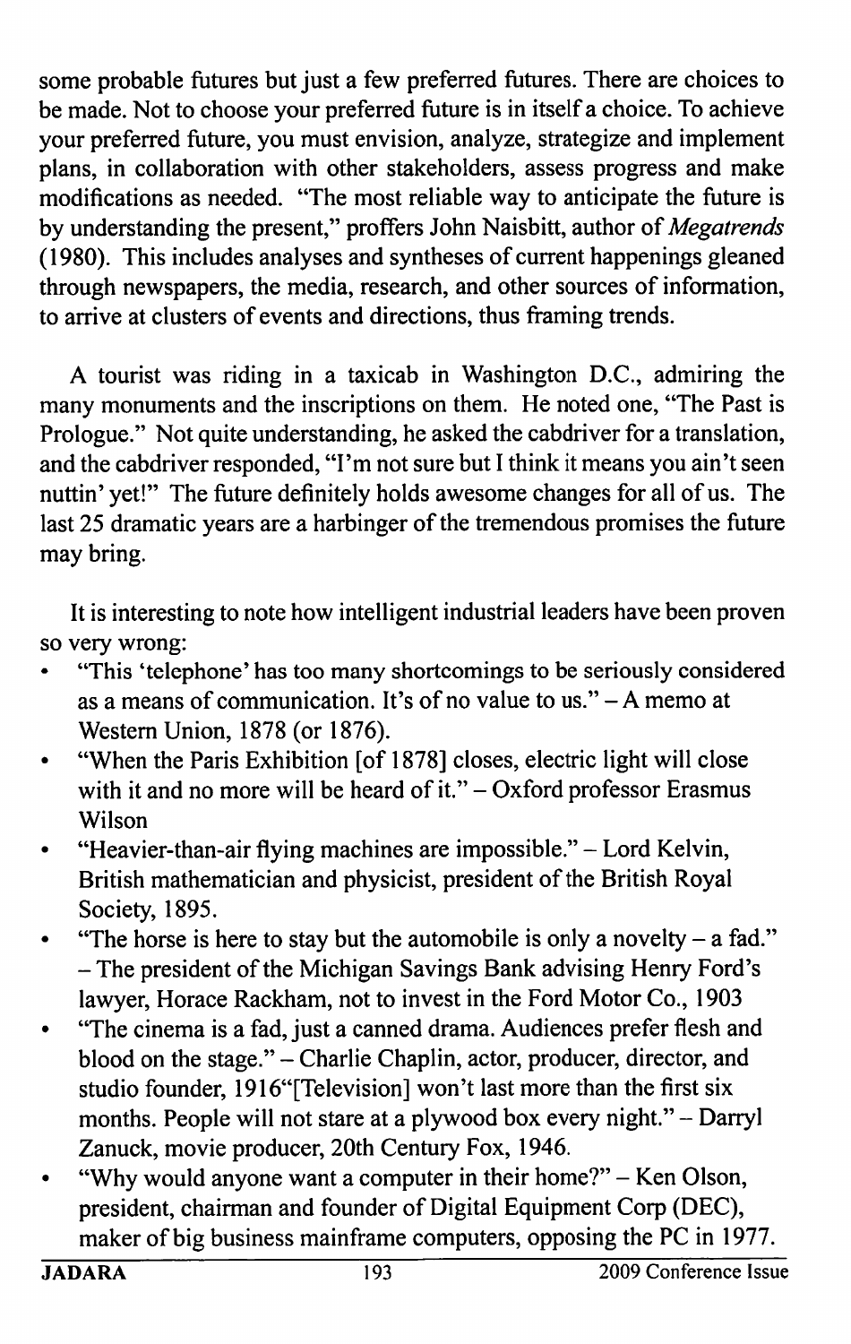some probable futures but just a few preferred futures. There are choices to be made. Not to choose your preferred future is in itself a choice. To achieve your preferred future, you must envision, analyze, strategize and implement plans, in collaboration with other stakeholders, assess progress and make modifications as needed. "The most reliable way to anticipate the future is by understanding the present," proffers John Naisbitt, author of *Megatrends* (1980). This includes analyses and syntheses of current happenings gleaned through newspapers, the media, research, and other sources of information, to arrive at clusters of events and directions, thus framing trends.

A tourist was riding in a taxicab in Washington D.C., admiring the many monuments and the inscriptions on them. He noted one, "The Past is Prologue." Not quite understanding, he asked the cabdriver for a translation, and the cabdriver responded, "I'm not sure but I think it means you ain't seen nuttin' yet!" The future definitely holds awesome changes for all of us. The last 25 dramatic years are a harbinger of the tremendous promises the future may bring.

It is interesting to note how intelligent industrial leaders have been proven so very wrong:

- "This 'telephone' has too many shortcomings to be seriously considered as a means of communication. It's of no value to us." – A memo at Western Union, 1878 (or 1876).
- "When the Paris Exhibition [of 1878] closes, electric light will close with it and no more will be heard of it." – Oxford professor Erasmus Wilson
- "Heavier-than-air flying machines are impossible." – Lord Kelvin, British mathematician and physicist, president of the British Royal Society, 1895.
- "The horse is here to stay but the automobile is only a novelty – a fad." – The president of the Michigan Savings Bank advising Henry Ford's lawyer, Horace Rackham, not to invest in the Ford Motor Co., 1903
- "The cinema is a fad, just a canned drama. Audiences prefer flesh and blood on the stage." – Charlie Chaplin, actor, producer, director, and studio founder, 1916"[Television] won't last more than the first six months. People will not stare at a plywood box every night." – Darryl Zanuck, movie producer, 20th Century Fox, 1946.
- "Why would anyone want a computer in their home?" – Ken Olson, president, chairman and founder of Digital Equipment Corp (DEC), maker of big business mainframe computers, opposing the PC in 1977.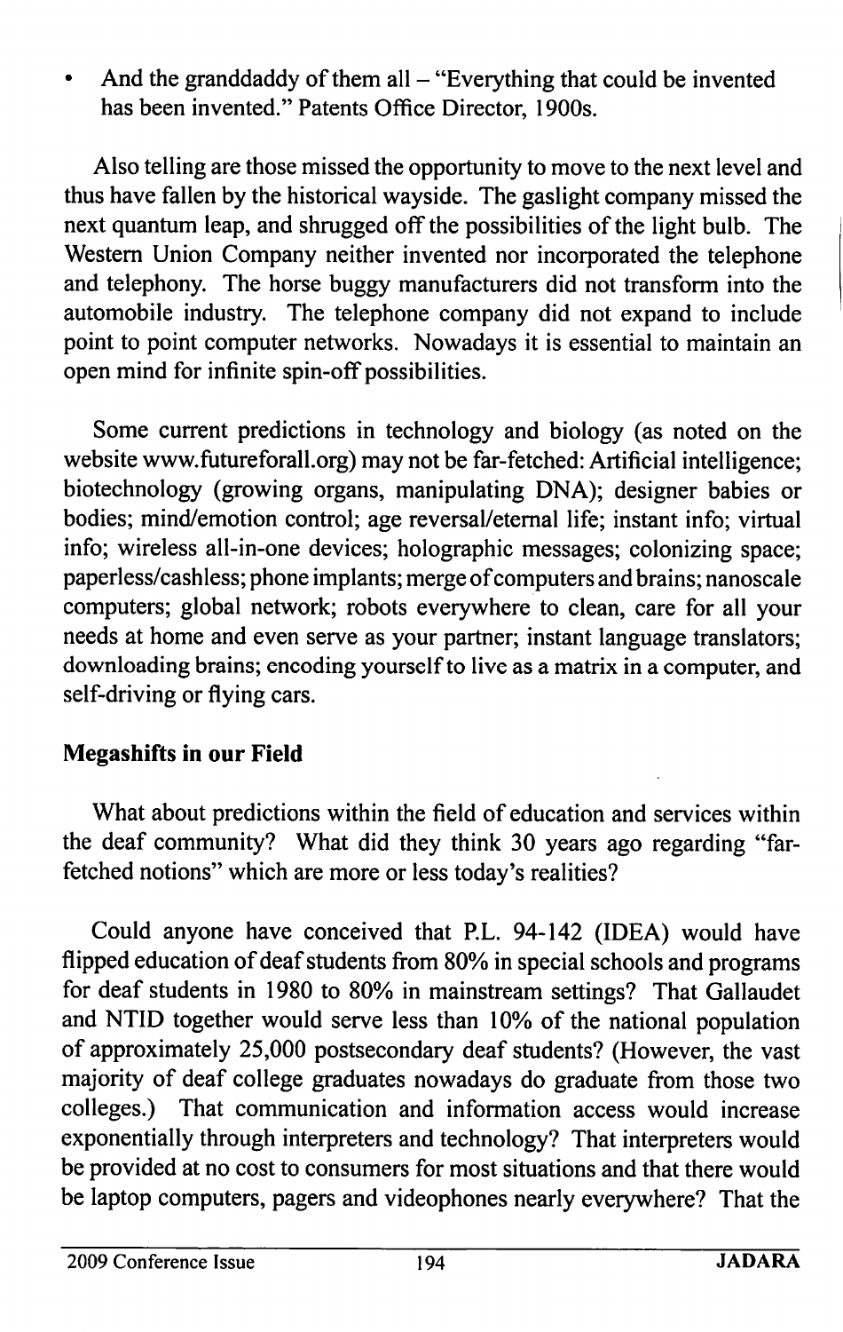- And the granddaddy of them all – "Everything that could be invented has been invented." Patents Office Director, 1900s.

Also telling are those missed the opportunity to move to the next level and thus have fallen by the historical wayside. The gaslight company missed the next quantum leap, and shrugged off the possibilities of the light bulb. The Western Union Company neither invented nor incorporated the telephone and telephony. The horse buggy manufacturers did not transform into the automobile industry. The telephone company did not expand to include point to point computer networks. Nowadays it is essential to maintain an open mind for infinite spin-off possibilities.

Some current predictions in technology and biology (as noted on the website www.futureforall.org) may not be far-fetched: Artificial intelligence; biotechnology (growing organs, manipulating DNA); designer babies or bodies; mind/emotion control; age reversal/eternal life; instant info; virtual info; wireless all-in-one devices; holographic messages; colonizing space; paperless/cashless; phone implants; merge of computers and brains; nanoscale computers; global network; robots everywhere to clean, care for all your needs at home and even serve as your partner; instant language translators; downloading brains; encoding yourself to live as a matrix in a computer, and self-driving or flying cars.

## Megashifts in our Field

What about predictions within the field of education and services within the deaf community? What did they think 30 years ago regarding "far-fetched notions" which are more or less today's realities?

Could anyone have conceived that P.L. 94-142 (IDEA) would have flipped education of deaf students from 80% in special schools and programs for deaf students in 1980 to 80% in mainstream settings? That Gallaudet and NTID together would serve less than 10% of the national population of approximately 25,000 postsecondary deaf students? (However, the vast majority of deaf college graduates nowadays do graduate from those two colleges.) That communication and information access would increase exponentially through interpreters and technology? That interpreters would be provided at no cost to consumers for most situations and that there would be laptop computers, pagers and videophones nearly everywhere? That the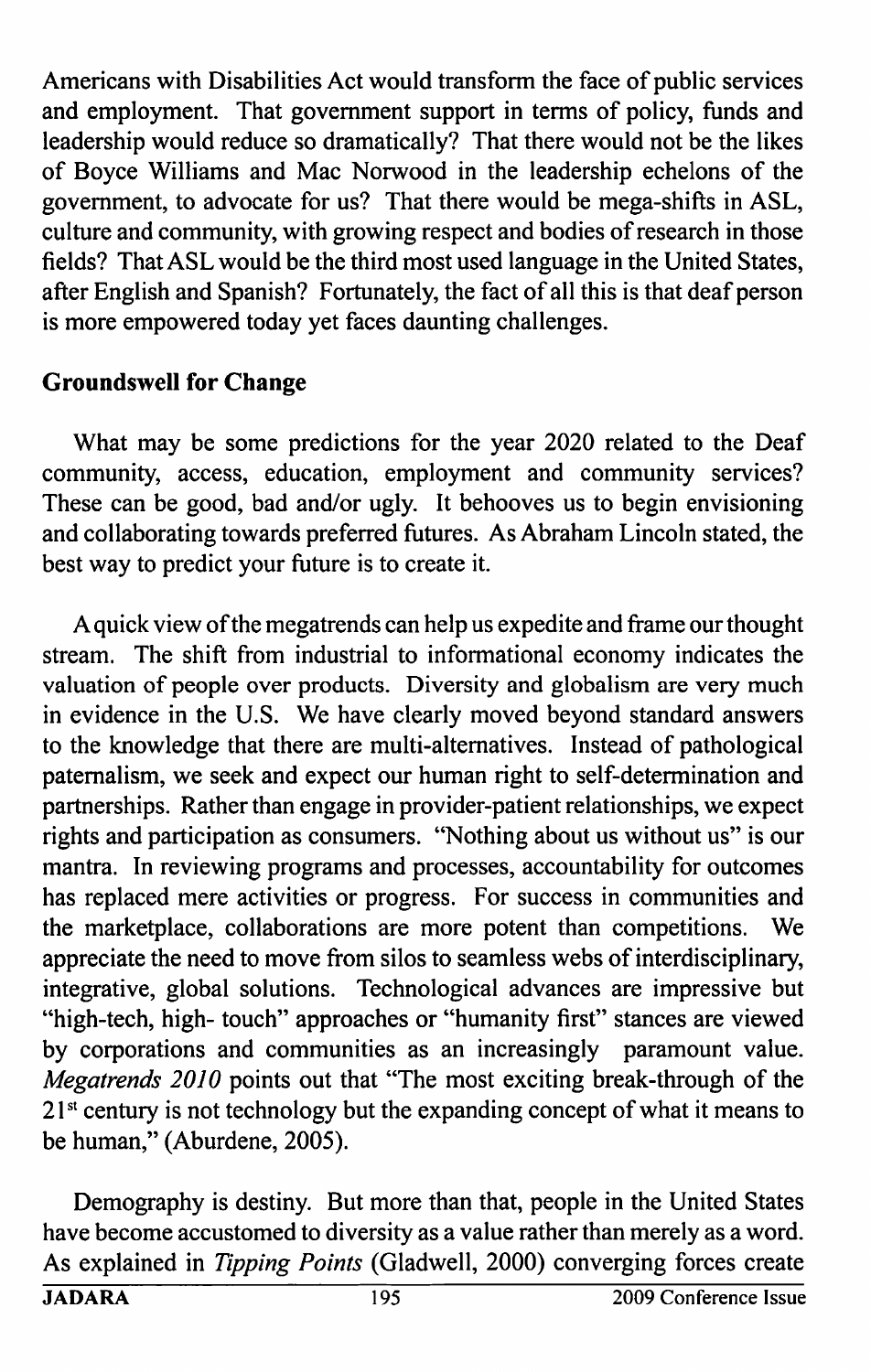Americans with Disabilities Act would transform the face of public services and employment. That government support in terms of policy, funds and leadership would reduce so dramatically? That there would not be the likes of Boyce Williams and Mac Norwood in the leadership echelons of the government, to advocate for us? That there would be mega-shifts in ASL, culture and community, with growing respect and bodies of research in those fields? That ASL would be the third most used language in the United States, after English and Spanish? Fortunately, the fact of all this is that deaf person is more empowered today yet faces daunting challenges.

## Groundswell for Change

What may be some predictions for the year 2020 related to the Deaf community, access, education, employment and community services? These can be good, bad and/or ugly. It behooves us to begin envisioning and collaborating towards preferred futures. As Abraham Lincoln stated, the best way to predict your future is to create it.

A quick view of the megatrends can help us expedite and frame our thought stream. The shift from industrial to informational economy indicates the valuation of people over products. Diversity and globalism are very much in evidence in the U.S. We have clearly moved beyond standard answers to the knowledge that there are multi-alternatives. Instead of pathological paternalism, we seek and expect our human right to self-determination and partnerships. Rather than engage in provider-patient relationships, we expect rights and participation as consumers. "Nothing about us without us" is our mantra. In reviewing programs and processes, accountability for outcomes has replaced mere activities or progress. For success in communities and the marketplace, collaborations are more potent than competitions. We appreciate the need to move from silos to seamless webs of interdisciplinary, integrative, global solutions. Technological advances are impressive but "high-tech, high- touch" approaches or "humanity first" stances are viewed by corporations and communities as an increasingly paramount value. *Megatrends 2010* points out that "The most exciting break-through of the 21st century is not technology but the expanding concept of what it means to be human," (Aburdene, 2005).

Demography is destiny. But more than that, people in the United States have become accustomed to diversity as a value rather than merely as a word. As explained in *Tipping Points* (Gladwell, 2000) converging forces create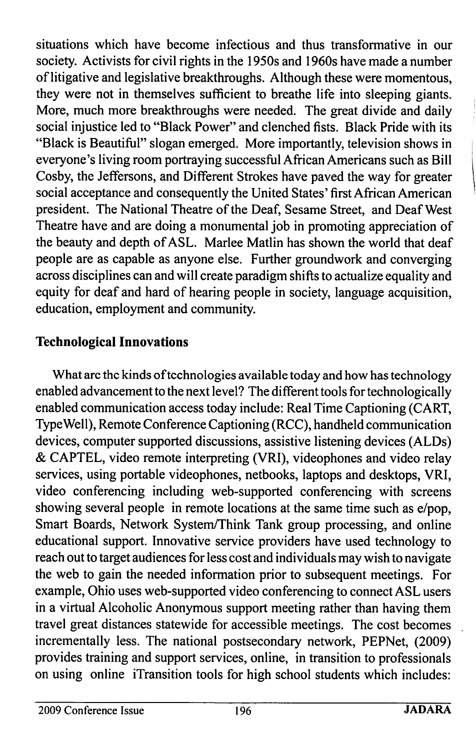situations which have become infectious and thus transformative in our society. Activists for civil rights in the 1950s and 1960s have made a number of litigative and legislative breakthroughs. Although these were momentous, they were not in themselves sufficient to breathe life into sleeping giants. More, much more breakthroughs were needed. The great divide and daily social injustice led to "Black Power" and clenched fists. Black Pride with its "Black is Beautiful" slogan emerged. More importantly, television shows in everyone's living room portraying successful African Americans such as Bill Cosby, the Jeffersons, and Different Strokes have paved the way for greater social acceptance and consequently the United States' first African American president. The National Theatre of the Deaf, Sesame Street, and Deaf West Theatre have and are doing a monumental job in promoting appreciation of the beauty and depth of ASL. Marlee Matlin has shown the world that deaf people are as capable as anyone else. Further groundwork and converging across disciplines can and will create paradigm shifts to actualize equality and equity for deaf and hard of hearing people in society, language acquisition, education, employment and community.

## Technological Innovations

What are the kinds of technologies available today and how has technology enabled advancement to the next level? The different tools for technologically enabled communication access today include: Real Time Captioning (CART, TypeWell), Remote Conference Captioning (RCC), handheld communication devices, computer supported discussions, assistive listening devices (ALDs) & CAPTEL, video remote interpreting (VRI), videophones and video relay services, using portable videophones, netbooks, laptops and desktops, VRI, video conferencing including web-supported conferencing with screens showing several people in remote locations at the same time such as e/pop, Smart Boards, Network System/Think Tank group processing, and online educational support. Innovative service providers have used technology to reach out to target audiences for less cost and individuals may wish to navigate the web to gain the needed information prior to subsequent meetings. For example, Ohio uses web-supported video conferencing to connect ASL users in a virtual Alcoholic Anonymous support meeting rather than having them travel great distances statewide for accessible meetings. The cost becomes incrementally less. The national postsecondary network, PEPNet, (2009) provides training and support services, online, in transition to professionals on using online iTransition tools for high school students which includes: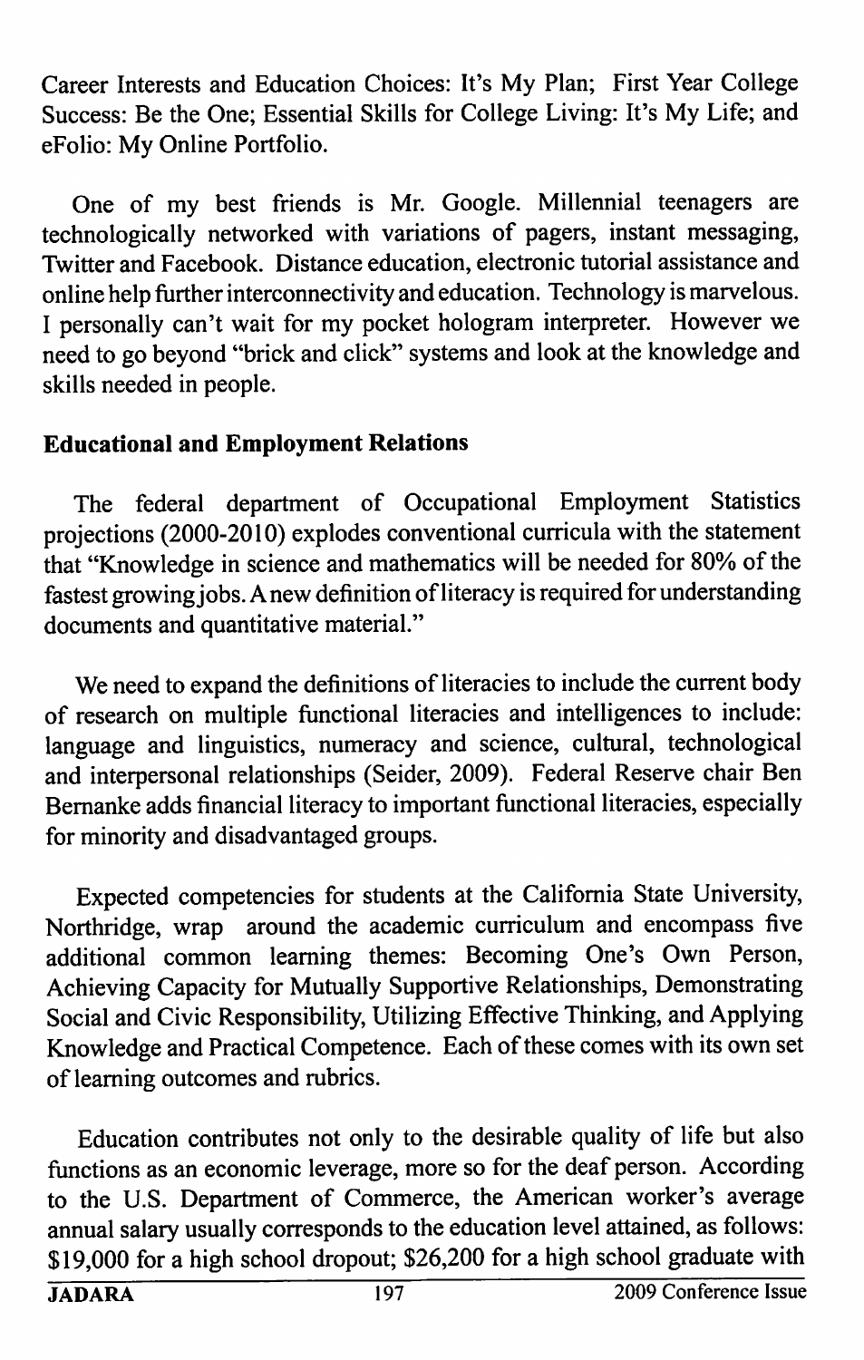Career Interests and Education Choices: It's My Plan; First Year College Success: Be the One; Essential Skills for College Living: It's My Life; and eFolio: My Online Portfolio.

One of my best friends is Mr. Google. Millennial teenagers are technologically networked with variations of pagers, instant messaging, Twitter and Facebook. Distance education, electronic tutorial assistance and online help further interconnectivity and education. Technology is marvelous. I personally can't wait for my pocket hologram interpreter. However we need to go beyond "brick and click" systems and look at the knowledge and skills needed in people.

**Educational and Employment Relations**

The federal department of Occupational Employment Statistics projections (2000-2010) explodes conventional curricula with the statement that "Knowledge in science and mathematics will be needed for 80% of the fastest growing jobs. A new definition of literacy is required for understanding documents and quantitative material."

We need to expand the definitions of literacies to include the current body of research on multiple functional literacies and intelligences to include: language and linguistics, numeracy and science, cultural, technological and interpersonal relationships (Seider, 2009). Federal Reserve chair Ben Bernanke adds financial literacy to important functional literacies, especially for minority and disadvantaged groups.

Expected competencies for students at the California State University, Northridge, wrap around the academic curriculum and encompass five additional common learning themes: Becoming One's Own Person, Achieving Capacity for Mutually Supportive Relationships, Demonstrating Social and Civic Responsibility, Utilizing Effective Thinking, and Applying Knowledge and Practical Competence. Each of these comes with its own set of learning outcomes and rubrics.

Education contributes not only to the desirable quality of life but also functions as an economic leverage, more so for the deaf person. According to the U.S. Department of Commerce, the American worker's average annual salary usually corresponds to the education level attained, as follows: $19,000 for a high school dropout; $26,200 for a high school graduate with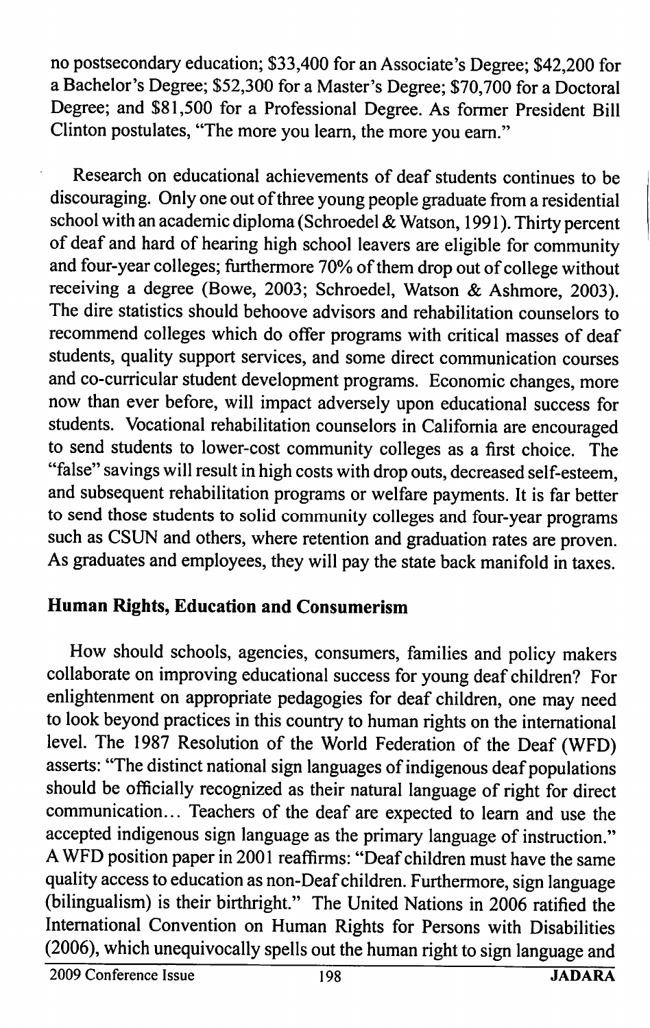no postsecondary education; $33,400 for an Associate's Degree; $42,200 for a Bachelor's Degree; $52,300 for a Master's Degree; $70,700 for a Doctoral Degree; and $81,500 for a Professional Degree. As former President Bill Clinton postulates, "The more you learn, the more you earn."

Research on educational achievements of deaf students continues to be discouraging. Only one out of three young people graduate from a residential school with an academic diploma (Schroedel & Watson, 1991). Thirty percent of deaf and hard of hearing high school leavers are eligible for community and four-year colleges; furthermore 70% of them drop out of college without receiving a degree (Bowe, 2003; Schroedel, Watson & Ashmore, 2003). The dire statistics should behoove advisors and rehabilitation counselors to recommend colleges which do offer programs with critical masses of deaf students, quality support services, and some direct communication courses and co-curricular student development programs. Economic changes, more now than ever before, will impact adversely upon educational success for students. Vocational rehabilitation counselors in California are encouraged to send students to lower-cost community colleges as a first choice. The "false" savings will result in high costs with drop outs, decreased self-esteem, and subsequent rehabilitation programs or welfare payments. It is far better to send those students to solid community colleges and four-year programs such as CSUN and others, where retention and graduation rates are proven. As graduates and employees, they will pay the state back manifold in taxes.

## Human Rights, Education and Consumerism

How should schools, agencies, consumers, families and policy makers collaborate on improving educational success for young deaf children? For enlightenment on appropriate pedagogies for deaf children, one may need to look beyond practices in this country to human rights on the international level. The 1987 Resolution of the World Federation of the Deaf (WFD) asserts: "The distinct national sign languages of indigenous deaf populations should be officially recognized as their natural language of right for direct communication... Teachers of the deaf are expected to learn and use the accepted indigenous sign language as the primary language of instruction." A WFD position paper in 2001 reaffirms: "Deaf children must have the same quality access to education as non-Deaf children. Furthermore, sign language (bilingualism) is their birthright." The United Nations in 2006 ratified the International Convention on Human Rights for Persons with Disabilities (2006), which unequivocally spells out the human right to sign language and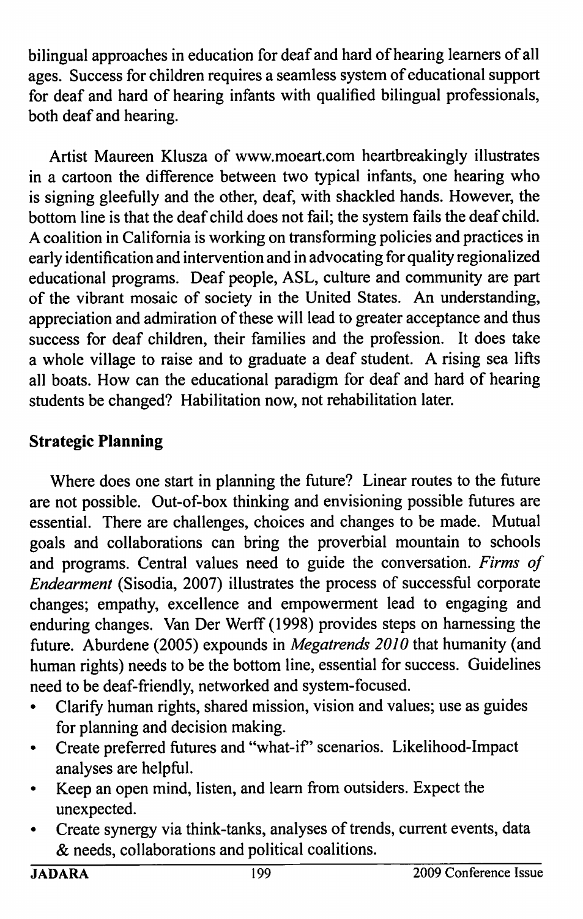bilingual approaches in education for deaf and hard of hearing learners of all ages. Success for children requires a seamless system of educational support for deaf and hard of hearing infants with qualified bilingual professionals, both deaf and hearing.

Artist Maureen Klusza of www.moeart.com heartbreakingly illustrates in a cartoon the difference between two typical infants, one hearing who is signing gleefully and the other, deaf, with shackled hands. However, the bottom line is that the deaf child does not fail; the system fails the deaf child. A coalition in California is working on transforming policies and practices in early identification and intervention and in advocating for quality regionalized educational programs. Deaf people, ASL, culture and community are part of the vibrant mosaic of society in the United States. An understanding, appreciation and admiration of these will lead to greater acceptance and thus success for deaf children, their families and the profession. It does take a whole village to raise and to graduate a deaf student. A rising sea lifts all boats. How can the educational paradigm for deaf and hard of hearing students be changed? Habilitation now, not rehabilitation later.

## Strategic Planning

Where does one start in planning the future? Linear routes to the future are not possible. Out-of-box thinking and envisioning possible futures are essential. There are challenges, choices and changes to be made. Mutual goals and collaborations can bring the proverbial mountain to schools and programs. Central values need to guide the conversation. *Firms of Endearment* (Sisodia, 2007) illustrates the process of successful corporate changes; empathy, excellence and empowerment lead to engaging and enduring changes. Van Der Werff (1998) provides steps on harnessing the future. Aburdene (2005) expounds in *Megatrends 2010* that humanity (and human rights) needs to be the bottom line, essential for success. Guidelines need to be deaf-friendly, networked and system-focused.

- Clarify human rights, shared mission, vision and values; use as guides for planning and decision making.
- Create preferred futures and "what-if" scenarios. Likelihood-Impact analyses are helpful.
- Keep an open mind, listen, and learn from outsiders. Expect the unexpected.
- Create synergy via think-tanks, analyses of trends, current events, data & needs, collaborations and political coalitions.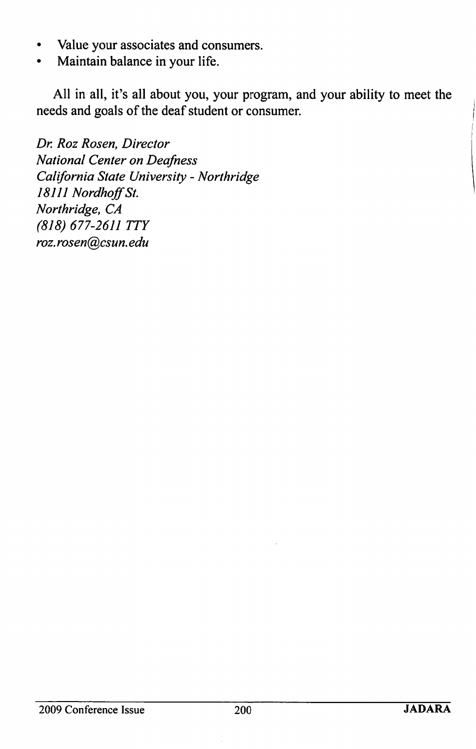- Value your associates and consumers.
- Maintain balance in your life.

All in all, it's all about you, your program, and your ability to meet the needs and goals of the deaf student or consumer.

*Dr. Roz Rosen, Director*
*National Center on Deafness*
*California State University - Northridge*
*18111 Nordhoff St.*
*Northridge, CA*
*(818) 677-2611 TTY*
*roz.rosen@csun.edu*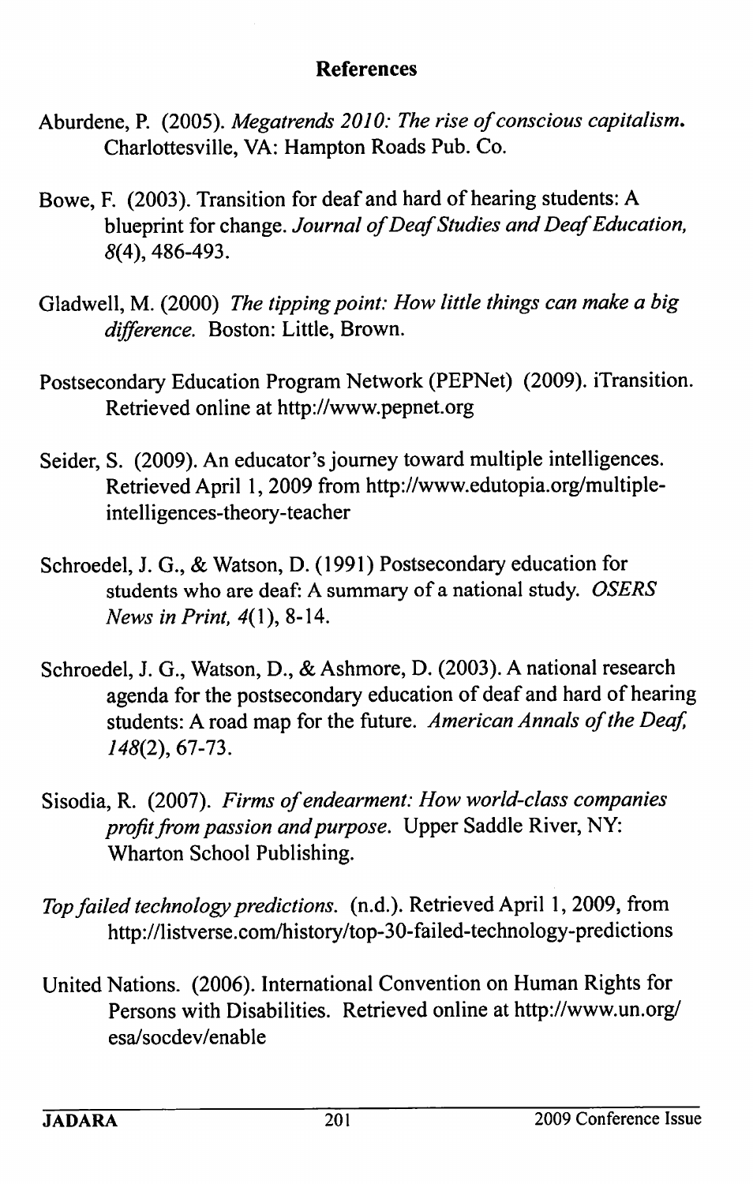## References

Aburdene, P. (2005). *Megatrends 2010: The rise of conscious capitalism.* Charlottesville, VA: Hampton Roads Pub. Co.

Bowe, F. (2003). Transition for deaf and hard of hearing students: A blueprint for change. *Journal of Deaf Studies and Deaf Education, 8*(4), 486-493.

Gladwell, M. (2000) *The tipping point: How little things can make a big difference.* Boston: Little, Brown.

Postsecondary Education Program Network (PEPNet) (2009). iTransition. Retrieved online at http://www.pepnet.org

Seider, S. (2009). An educator's journey toward multiple intelligences. Retrieved April 1, 2009 from http://www.edutopia.org/multiple-intelligences-theory-teacher

Schroedel, J. G., & Watson, D. (1991) Postsecondary education for students who are deaf: A summary of a national study. *OSERS News in Print, 4*(1), 8-14.

Schroedel, J. G., Watson, D., & Ashmore, D. (2003). A national research agenda for the postsecondary education of deaf and hard of hearing students: A road map for the future. *American Annals of the Deaf, 148*(2), 67-73.

Sisodia, R. (2007). *Firms of endearment: How world-class companies profit from passion and purpose.* Upper Saddle River, NY: Wharton School Publishing.

*Top failed technology predictions.* (n.d.). Retrieved April 1, 2009, from http://listverse.com/history/top-30-failed-technology-predictions

United Nations. (2006). International Convention on Human Rights for Persons with Disabilities. Retrieved online at http://www.un.org/esa/socdev/enable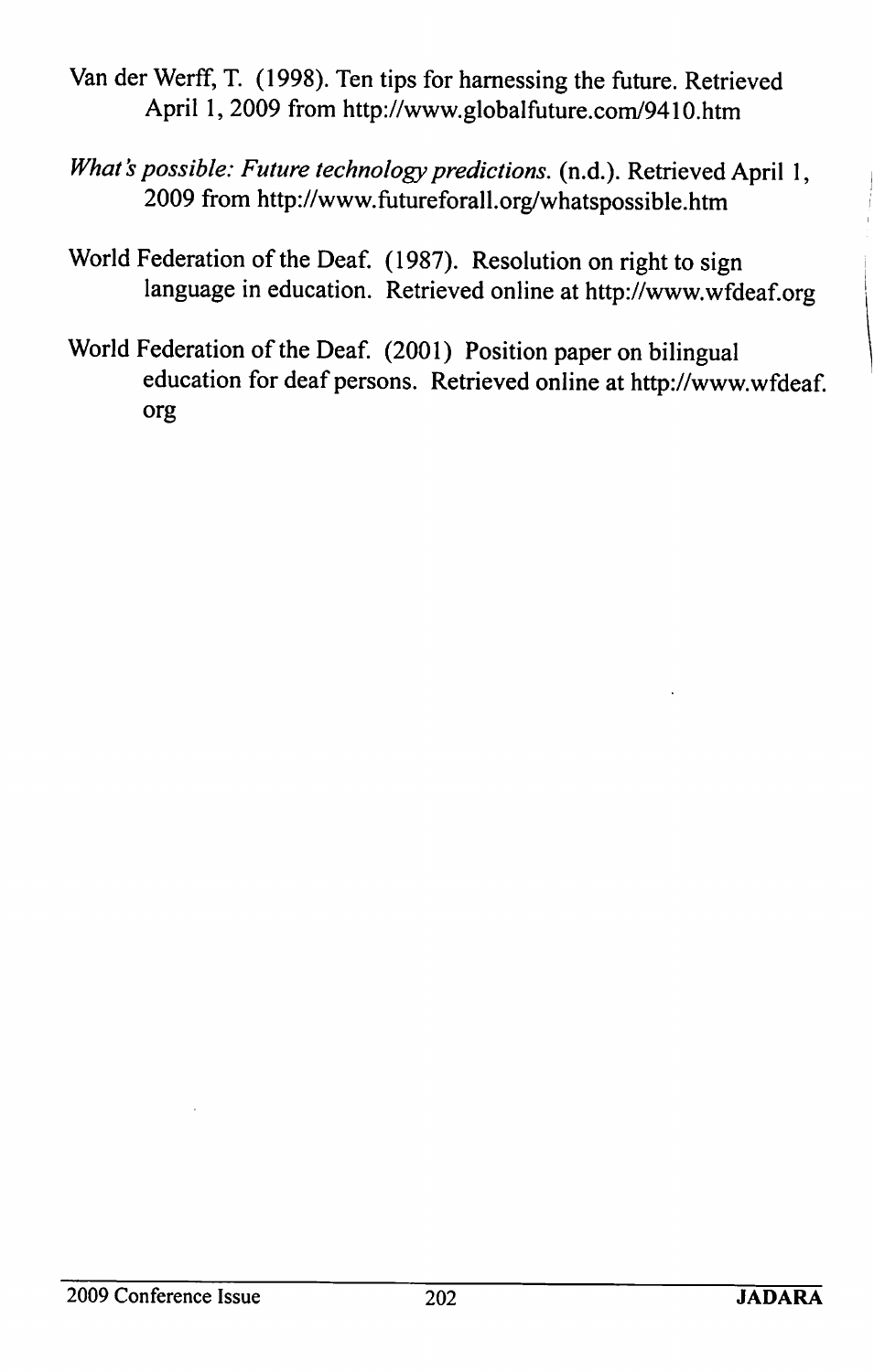Van der Werff, T. (1998). Ten tips for harnessing the future. Retrieved April 1, 2009 from http://www.globalfuture.com/9410.htm

*What's possible: Future technology predictions.* (n.d.). Retrieved April 1, 2009 from http://www.futureforall.org/whatspossible.htm

World Federation of the Deaf. (1987). Resolution on right to sign language in education. Retrieved online at http://www.wfdeaf.org

World Federation of the Deaf. (2001) Position paper on bilingual education for deaf persons. Retrieved online at http://www.wfdeaf.org